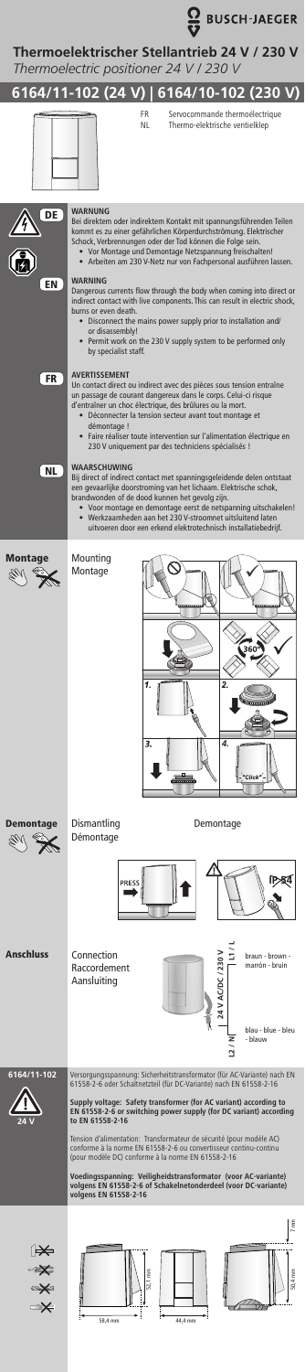BUSCH-JAEGER

# Thermoelektrischer Stellantrieb 24 V / 230 V

*Thermoelectric positioner 24 V / 230 V*

## 6164/11-102 (24 V) | 6164/10-102 (230 V)

FR Servocommande thermoélectrique
NL Thermo-elektrische ventielklep

**DE**

**WARNUNG**

Bei direktem oder indirektem Kontakt mit spannungsführenden Teilen kommt es zu einer gefährlichen Körperdurchströmung. Elektrischer Schock, Verbrennungen oder der Tod können die Folge sein.

- Vor Montage und Demontage Netzspannung freischalten!
- Arbeiten am 230 V-Netz nur von Fachpersonal ausführen lassen.

**EN**

**WARNING**

Dangerous currents flow through the body when coming into direct or indirect contact with live components. This can result in electric shock, burns or even death.

- Disconnect the mains power supply prior to installation and/ or disassembly!
- Permit work on the 230 V supply system to be performed only by specialist staff.

**FR**

**AVERTISSEMENT**

Un contact direct ou indirect avec des pièces sous tension entraîne un passage de courant dangereux dans le corps. Celui-ci risque d'entraîner un choc électrique, des brûlures ou la mort.

- Déconnecter la tension secteur avant tout montage et démontage !
- Faire réaliser toute intervention sur l'alimentation électrique en 230 V uniquement par des techniciens spécialisés !

**NL**

**WAARSCHUWING**

Bij direct of indirect contact met spanningsgeleidende delen ontstaat een gevaarlijke doorstroming van het lichaam. Elektrische schok, brandwonden of de dood kunnen het gevolg zijn.

- Voor montage en demontage eerst de netspanning uitschakelen!
- Werkzaamheden aan het 230 V-stroomnet uitsluitend laten uitvoeren door een erkend elektrotechnisch installatiebedrijf.

### Montage

Mounting
Montage

1. 2. 3. 4. "Click"

360°

### Demontage

Dismantling
Démontage
Demontage

PRESS

IP 54

### Anschluss

Connection
Raccordement
Aansluiting

24 V AC/DC | 230 V

L1 / L — braun - brown - marrón - bruin

L2 / N — blau - blue - bleu - blauw

### 6164/11-102

24 V

Versorgungsspannung: Sicherheitstransformator (für AC-Variante) nach EN 61558-2-6 oder Schaltnetzteil (für DC-Variante) nach EN 61558-2-16

**Supply voltage: Safety transformer (for AC variant) according to EN 61558-2-6 or switching power supply (for DC variant) according to EN 61558-2-16**

Tension d'alimentation: Transformateur de sécurité (pour modèle AC) conforme à la norme EN 61558-2-6 ou convertisseur continu-continu (pour modèle DC) conforme à la norme EN 61558-2-16

**Voedingsspanning: Veiligheidstransformator (voor AC-variant) volgens EN 61558-2-6 of Schakelnetonderdeel (voor DC-variant) volgens EN 61558-2-16**

58,4 mm — 52,7 mm — 44,4 mm — 50,4 mm — 7 mm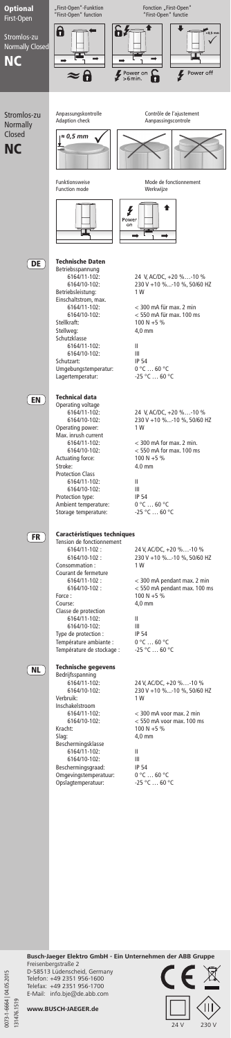**Optional**
First-Open

Stromlos-zu
Normally Closed

**NC**

„First-Open"-Funktion
"First-Open" function

Fonction „First-Open"
"First-Open" functie

≈ 6

Power on >6min.

+0,5 mm

Power off

Stromlos-zu
Normally Closed

**NC**

Anpassungskontrolle
Adaption check

Contrôle de l'ajustement
Aanpassingscontrole

≈ 0,5 mm

Funktionsweise
Function mode

Mode de fonctionnement
Werkwijze

Power on

**DE**

**Technische Daten**

| | |
|---|---|
| Betriebsspannung | |
| 6164/11-102: | 24 V, AC/DC, +20 %…-10 % |
| 6164/10-102: | 230 V +10 %...-10 %, 50/60 HZ |
| Betriebsleistung: | 1 W |
| Einschaltstrom, max. | |
| 6164/11-102: | < 300 mA für max. 2 min |
| 6164/10-102: | < 550 mA für max. 100 ms |
| Stellkraft: | 100 N +5 % |
| Stellweg: | 4,0 mm |
| Schutzklasse | |
| 6164/11-102: | II |
| 6164/10-102: | III |
| Schutzart: | IP 54 |
| Umgebungstemperatur: | 0 °C … 60 °C |
| Lagertemperatur: | -25 °C … 60 °C |

**EN**

**Technical data**

| | |
|---|---|
| Operating voltage | |
| 6164/11-102: | 24 V, AC/DC, +20 %…-10 % |
| 6164/10-102: | 230 V +10 %...-10 %, 50/60 HZ |
| Operating power: | 1 W |
| Max. inrush current | |
| 6164/11-102: | < 300 mA for max. 2 min. |
| 6164/10-102: | < 550 mA for max. 100 ms |
| Actuating force: | 100 N +5 % |
| Stroke: | 4.0 mm |
| Protection Class | |
| 6164/11-102: | II |
| 6164/10-102: | III |
| Protection type: | IP 54 |
| Ambient temperature: | 0 °C … 60 °C |
| Storage temperature: | -25 °C … 60 °C |

**FR**

**Caractéristiques techniques**

| | |
|---|---|
| Tension de fonctionnement | |
| 6164/11-102 : | 24 V, AC/DC, +20 %…-10 % |
| 6164/10-102 : | 230 V +10 %...-10 %, 50/60 HZ |
| Consommation : | 1 W |
| Courant de fermeture | |
| 6164/11-102 : | < 300 mA pendant max. 2 min |
| 6164/10-102 : | < 550 mA pendant max. 100 ms |
| Force : | 100 N +5 % |
| Course: | 4,0 mm |
| Classe de protection | |
| 6164/11-102: | II |
| 6164/10-102: | III |
| Type de protection : | IP 54 |
| Température ambiante : | 0 °C … 60 °C |
| Température de stockage : | -25 °C … 60 °C |

**NL**

**Technische gegevens**

| | |
|---|---|
| Bedrijfsspanning | |
| 6164/11-102: | 24 V, AC/DC, +20 %…-10 % |
| 6164/10-102: | 230 V +10 %...-10 %, 50/60 HZ |
| Verbruik: | 1 W |
| Inschakelstroom | |
| 6164/11-102: | < 300 mA voor max. 2 min |
| 6164/10-102: | < 550 mA voor max. 100 ms |
| Kracht: | 100 N +5 % |
| Slag: | 4,0 mm |
| Beschermingsklasse | |
| 6164/11-102: | II |
| 6164/10-102: | III |
| Beschermingsgraad: | IP 54 |
| Omgevingstemperatuur: | 0 °C … 60 °C |
| Opslagtemperatuur: | -25 °C … 60 °C |

**Busch-Jaeger Elektro GmbH - Ein Unternehmen der ABB Gruppe**
Freisenbergstraße 2
D-58513 Lüdenscheid, Germany
Telefon: +49 2351 956-1600
Telefax: +49 2351 956-1700
E-Mail: info.bje@de.abb.com

**www.BUSCH-JAEGER.de**

0073-1-6664 | 04.05.2015
1314 76.1519

24 V    230 V